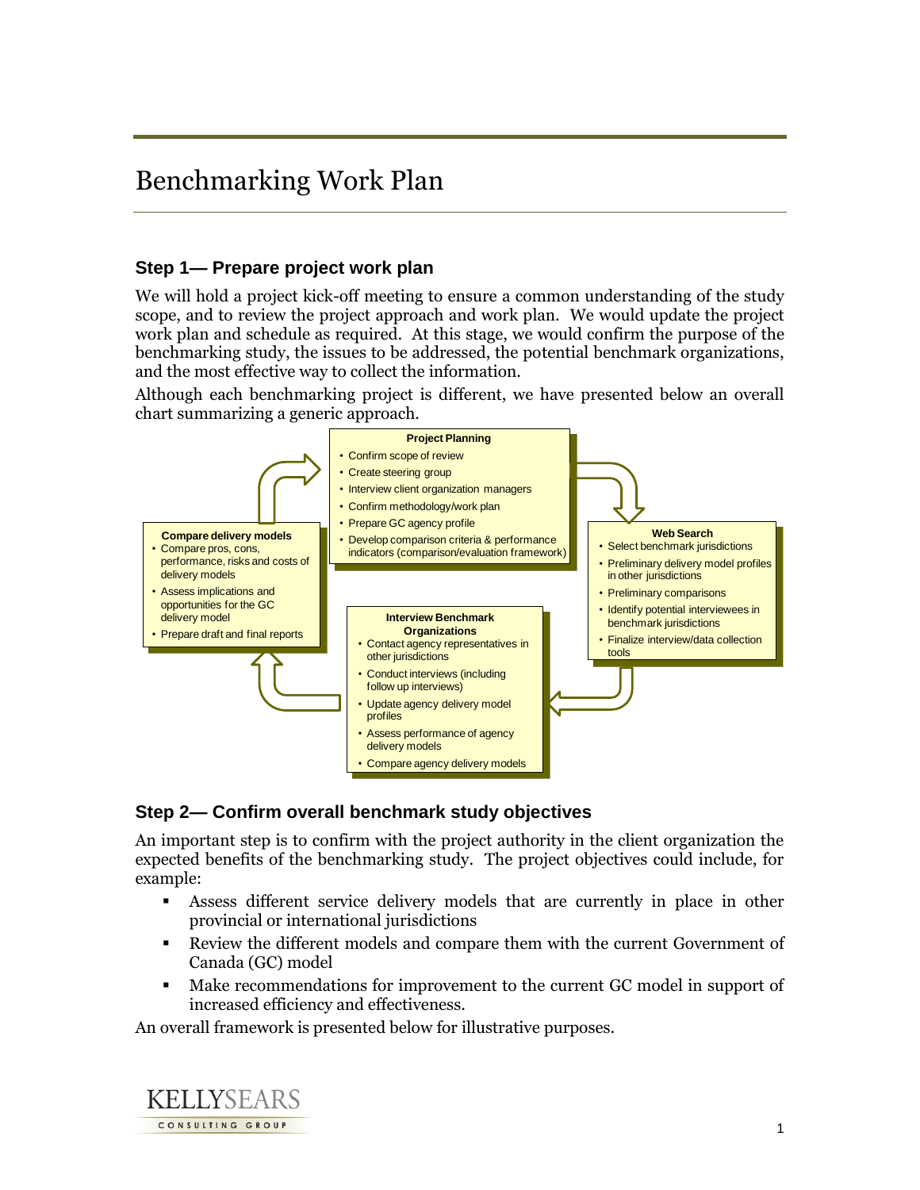# Benchmarking Work Plan

### Step 1— Prepare project work plan

We will hold a project kick-off meeting to ensure a common understanding of the study scope, and to review the project approach and work plan. We would update the project work plan and schedule as required. At this stage, we would confirm the purpose of the benchmarking study, the issues to be addressed, the potential benchmark organizations, and the most effective way to collect the information.

Although each benchmarking project is different, we have presented below an overall chart summarizing a generic approach.

**Project Planning**
- Confirm scope of review
- Create steering group
- Interview client organization managers
- Confirm methodology/work plan
- Prepare GC agency profile
- Develop comparison criteria & performance indicators (comparison/evaluation framework)

**Web Search**
- Select benchmark jurisdictions
- Preliminary delivery model profiles in other jurisdictions
- Preliminary comparisons
- Identify potential interviewees in benchmark jurisdictions
- Finalize interview/data collection tools

**Interview Benchmark Organizations**
- Contact agency representatives in other jurisdictions
- Conduct interviews (including follow up interviews)
- Update agency delivery model profiles
- Assess performance of agency delivery models
- Compare agency delivery models

**Compare delivery models**
- Compare pros, cons, performance, risks and costs of delivery models
- Assess implications and opportunities for the GC delivery model
- Prepare draft and final reports

### Step 2— Confirm overall benchmark study objectives

An important step is to confirm with the project authority in the client organization the expected benefits of the benchmarking study. The project objectives could include, for example:

- Assess different service delivery models that are currently in place in other provincial or international jurisdictions
- Review the different models and compare them with the current Government of Canada (GC) model
- Make recommendations for improvement to the current GC model in support of increased efficiency and effectiveness.

An overall framework is presented below for illustrative purposes.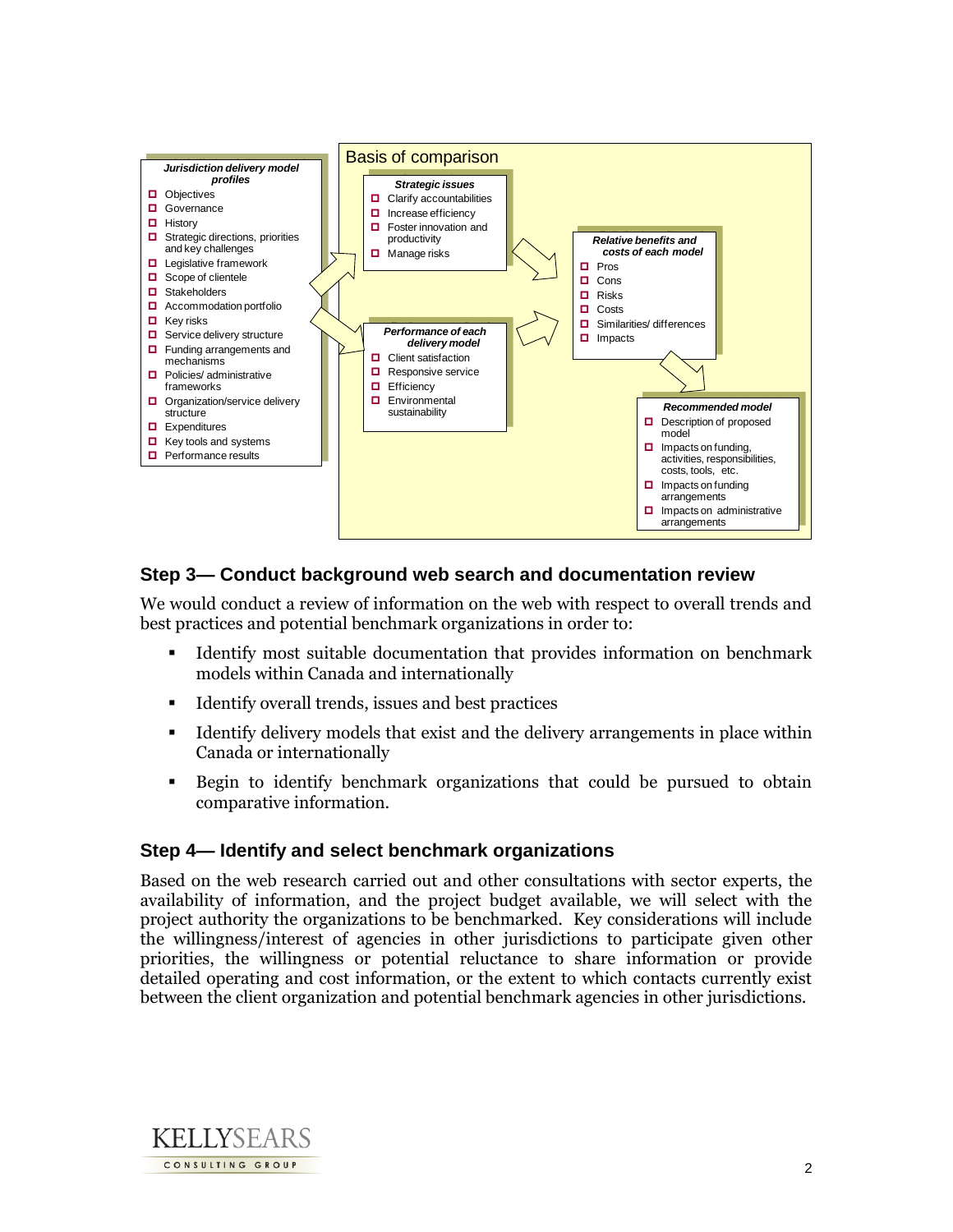**Jurisdiction delivery model profiles**

- Objectives
- Governance
- History
- Strategic directions, priorities and key challenges
- Legislative framework
- Scope of clientele
- Stakeholders
- Accommodation portfolio
- Key risks
- Service delivery structure
- Funding arrangements and mechanisms
- Policies/ administrative frameworks
- Organization/service delivery structure
- Expenditures
- Key tools and systems
- Performance results

**Basis of comparison**

**Strategic issues**

- Clarify accountabilities
- Increase efficiency
- Foster innovation and productivity
- Manage risks

**Performance of each delivery model**

- Client satisfaction
- Responsive service
- Efficiency
- Environmental sustainability

**Relative benefits and costs of each model**

- Pros
- Cons
- Risks
- Costs
- Similarities/ differences
- Impacts

**Recommended model**

- Description of proposed model
- Impacts on funding, activities, responsibilities, costs, tools, etc.
- Impacts on funding arrangements
- Impacts on administrative arrangements

## Step 3— Conduct background web search and documentation review

We would conduct a review of information on the web with respect to overall trends and best practices and potential benchmark organizations in order to:

- Identify most suitable documentation that provides information on benchmark models within Canada and internationally
- Identify overall trends, issues and best practices
- Identify delivery models that exist and the delivery arrangements in place within Canada or internationally
- Begin to identify benchmark organizations that could be pursued to obtain comparative information.

## Step 4— Identify and select benchmark organizations

Based on the web research carried out and other consultations with sector experts, the availability of information, and the project budget available, we will select with the project authority the organizations to be benchmarked. Key considerations will include the willingness/interest of agencies in other jurisdictions to participate given other priorities, the willingness or potential reluctance to share information or provide detailed operating and cost information, or the extent to which contacts currently exist between the client organization and potential benchmark agencies in other jurisdictions.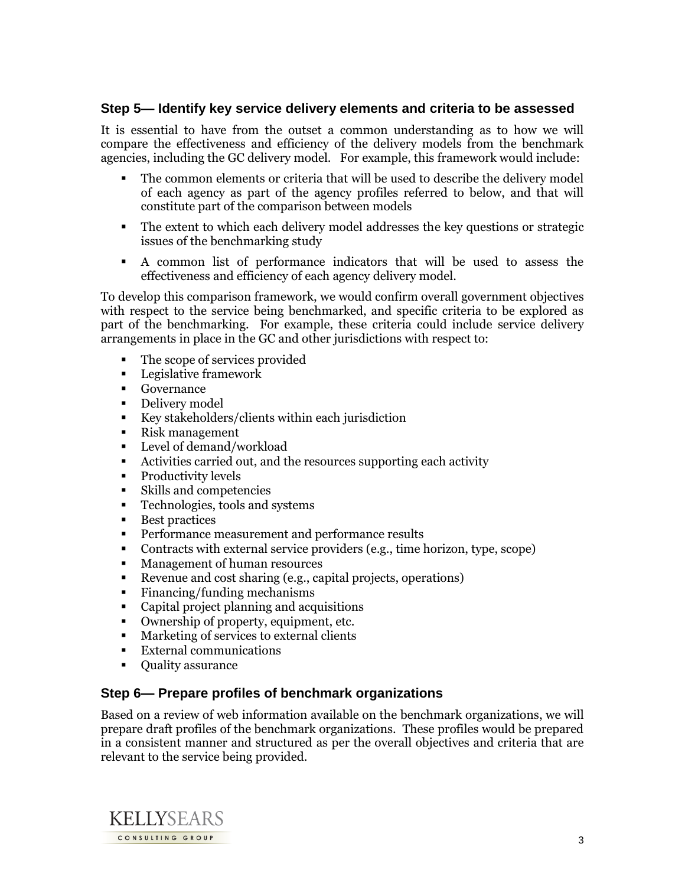### Step 5— Identify key service delivery elements and criteria to be assessed

It is essential to have from the outset a common understanding as to how we will compare the effectiveness and efficiency of the delivery models from the benchmark agencies, including the GC delivery model. For example, this framework would include:

- The common elements or criteria that will be used to describe the delivery model of each agency as part of the agency profiles referred to below, and that will constitute part of the comparison between models
- The extent to which each delivery model addresses the key questions or strategic issues of the benchmarking study
- A common list of performance indicators that will be used to assess the effectiveness and efficiency of each agency delivery model.

To develop this comparison framework, we would confirm overall government objectives with respect to the service being benchmarked, and specific criteria to be explored as part of the benchmarking. For example, these criteria could include service delivery arrangements in place in the GC and other jurisdictions with respect to:

- The scope of services provided
- Legislative framework
- Governance
- Delivery model
- Key stakeholders/clients within each jurisdiction
- Risk management
- Level of demand/workload
- Activities carried out, and the resources supporting each activity
- Productivity levels
- Skills and competencies
- Technologies, tools and systems
- Best practices
- Performance measurement and performance results
- Contracts with external service providers (e.g., time horizon, type, scope)
- Management of human resources
- Revenue and cost sharing (e.g., capital projects, operations)
- Financing/funding mechanisms
- Capital project planning and acquisitions
- Ownership of property, equipment, etc.
- Marketing of services to external clients
- External communications
- Quality assurance

### Step 6— Prepare profiles of benchmark organizations

Based on a review of web information available on the benchmark organizations, we will prepare draft profiles of the benchmark organizations. These profiles would be prepared in a consistent manner and structured as per the overall objectives and criteria that are relevant to the service being provided.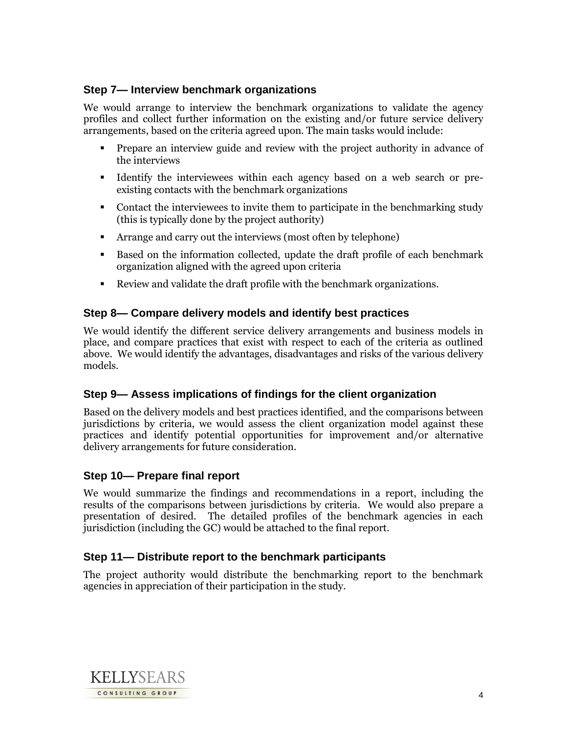### Step 7— Interview benchmark organizations

We would arrange to interview the benchmark organizations to validate the agency profiles and collect further information on the existing and/or future service delivery arrangements, based on the criteria agreed upon. The main tasks would include:

- Prepare an interview guide and review with the project authority in advance of the interviews
- Identify the interviewees within each agency based on a web search or pre-existing contacts with the benchmark organizations
- Contact the interviewees to invite them to participate in the benchmarking study (this is typically done by the project authority)
- Arrange and carry out the interviews (most often by telephone)
- Based on the information collected, update the draft profile of each benchmark organization aligned with the agreed upon criteria
- Review and validate the draft profile with the benchmark organizations.

### Step 8— Compare delivery models and identify best practices

We would identify the different service delivery arrangements and business models in place, and compare practices that exist with respect to each of the criteria as outlined above. We would identify the advantages, disadvantages and risks of the various delivery models.

### Step 9— Assess implications of findings for the client organization

Based on the delivery models and best practices identified, and the comparisons between jurisdictions by criteria, we would assess the client organization model against these practices and identify potential opportunities for improvement and/or alternative delivery arrangements for future consideration.

### Step 10— Prepare final report

We would summarize the findings and recommendations in a report, including the results of the comparisons between jurisdictions by criteria. We would also prepare a presentation of desired. The detailed profiles of the benchmark agencies in each jurisdiction (including the GC) would be attached to the final report.

### Step 11— Distribute report to the benchmark participants

The project authority would distribute the benchmarking report to the benchmark agencies in appreciation of their participation in the study.

KELLYSEARS
CONSULTING GROUP